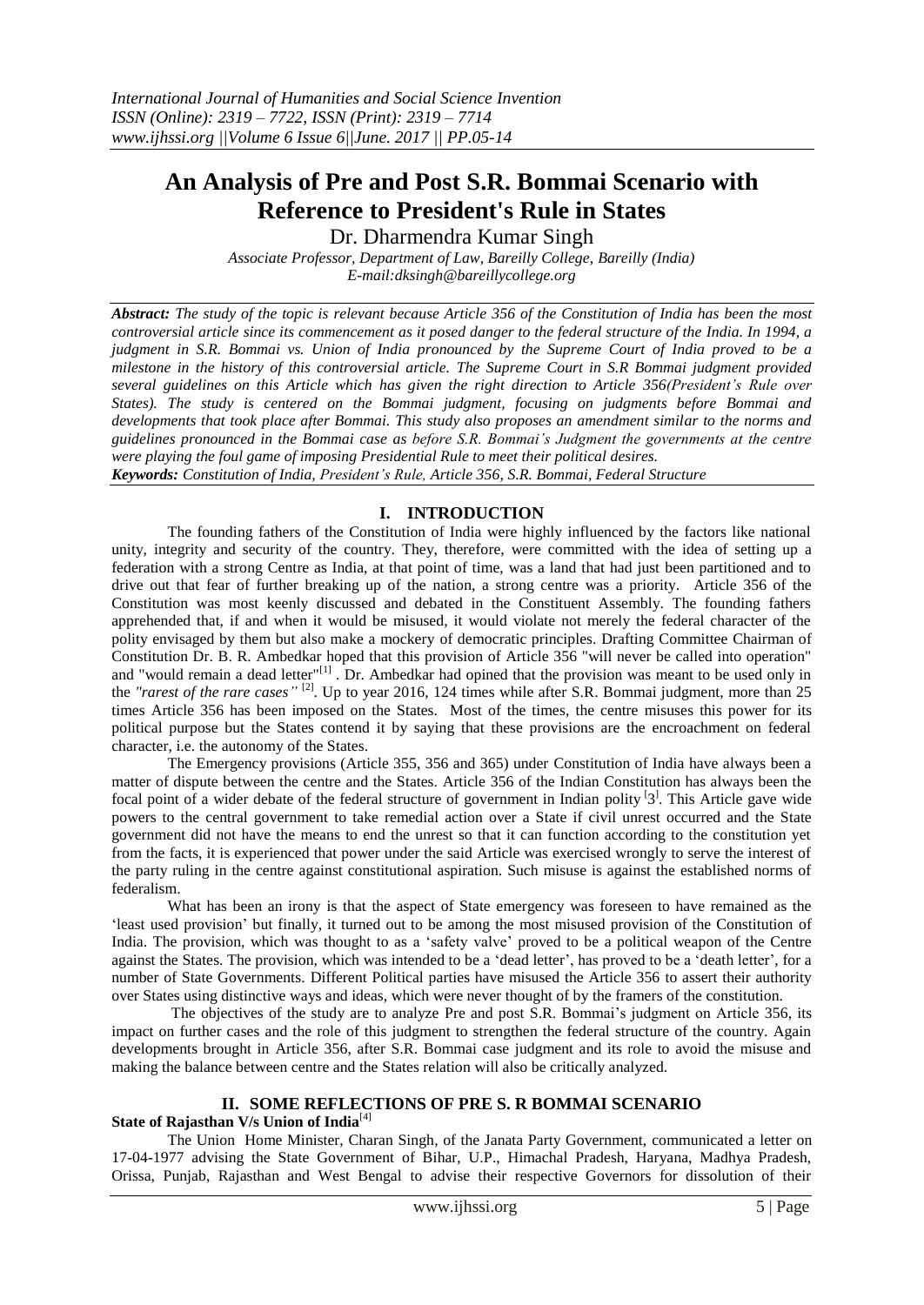# An Analysis of Pre and Post S.R. Bommai Scenario with Reference to President's Rule in States

Dr. Dharmendra Kumar Singh

*Associate Professor, Department of Law, Bareilly College, Bareilly (India)*
*E-mail:dksingh@bareillycollege.org*

***Abstract:*** *The study of the topic is relevant because Article 356 of the Constitution of India has been the most controversial article since its commencement as it posed danger to the federal structure of the India. In 1994, a judgment in S.R. Bommai vs. Union of India pronounced by the Supreme Court of India proved to be a milestone in the history of this controversial article. The Supreme Court in S.R Bommai judgment provided several guidelines on this Article which has given the right direction to Article 356(President's Rule over States). The study is centered on the Bommai judgment, focusing on judgments before Bommai and developments that took place after Bommai. This study also proposes an amendment similar to the norms and guidelines pronounced in the Bommai case as before S.R. Bommai's Judgment the governments at the centre were playing the foul game of imposing Presidential Rule to meet their political desires.*

***Keywords:*** *Constitution of India, President's Rule, Article 356, S.R. Bommai, Federal Structure*

## I. INTRODUCTION

The founding fathers of the Constitution of India were highly influenced by the factors like national unity, integrity and security of the country. They, therefore, were committed with the idea of setting up a federation with a strong Centre as India, at that point of time, was a land that had just been partitioned and to drive out that fear of further breaking up of the nation, a strong centre was a priority. Article 356 of the Constitution was most keenly discussed and debated in the Constituent Assembly. The founding fathers apprehended that, if and when it would be misused, it would violate not merely the federal character of the polity envisaged by them but also make a mockery of democratic principles. Drafting Committee Chairman of Constitution Dr. B. R. Ambedkar hoped that this provision of Article 356 "will never be called into operation" and "would remain a dead letter"[1] . Dr. Ambedkar had opined that the provision was meant to be used only in the *"rarest of the rare cases"* [2]. Up to year 2016, 124 times while after S.R. Bommai judgment, more than 25 times Article 356 has been imposed on the States. Most of the times, the centre misuses this power for its political purpose but the States contend it by saying that these provisions are the encroachment on federal character, i.e. the autonomy of the States.

The Emergency provisions (Article 355, 356 and 365) under Constitution of India have always been a matter of dispute between the centre and the States. Article 356 of the Indian Constitution has always been the focal point of a wider debate of the federal structure of government in Indian polity [3]. This Article gave wide powers to the central government to take remedial action over a State if civil unrest occurred and the State government did not have the means to end the unrest so that it can function according to the constitution yet from the facts, it is experienced that power under the said Article was exercised wrongly to serve the interest of the party ruling in the centre against constitutional aspiration. Such misuse is against the established norms of federalism.

What has been an irony is that the aspect of State emergency was foreseen to have remained as the 'least used provision' but finally, it turned out to be among the most misused provision of the Constitution of India. The provision, which was thought to as a 'safety valve' proved to be a political weapon of the Centre against the States. The provision, which was intended to be a 'dead letter', has proved to be a 'death letter', for a number of State Governments. Different Political parties have misused the Article 356 to assert their authority over States using distinctive ways and ideas, which were never thought of by the framers of the constitution.

The objectives of the study are to analyze Pre and post S.R. Bommai's judgment on Article 356, its impact on further cases and the role of this judgment to strengthen the federal structure of the country. Again developments brought in Article 356, after S.R. Bommai case judgment and its role to avoid the misuse and making the balance between centre and the States relation will also be critically analyzed.

## II. SOME REFLECTIONS OF PRE S. R BOMMAI SCENARIO

**State of Rajasthan V/s Union of India**[4]

The Union Home Minister, Charan Singh, of the Janata Party Government, communicated a letter on 17-04-1977 advising the State Government of Bihar, U.P., Himachal Pradesh, Haryana, Madhya Pradesh, Orissa, Punjab, Rajasthan and West Bengal to advise their respective Governors for dissolution of their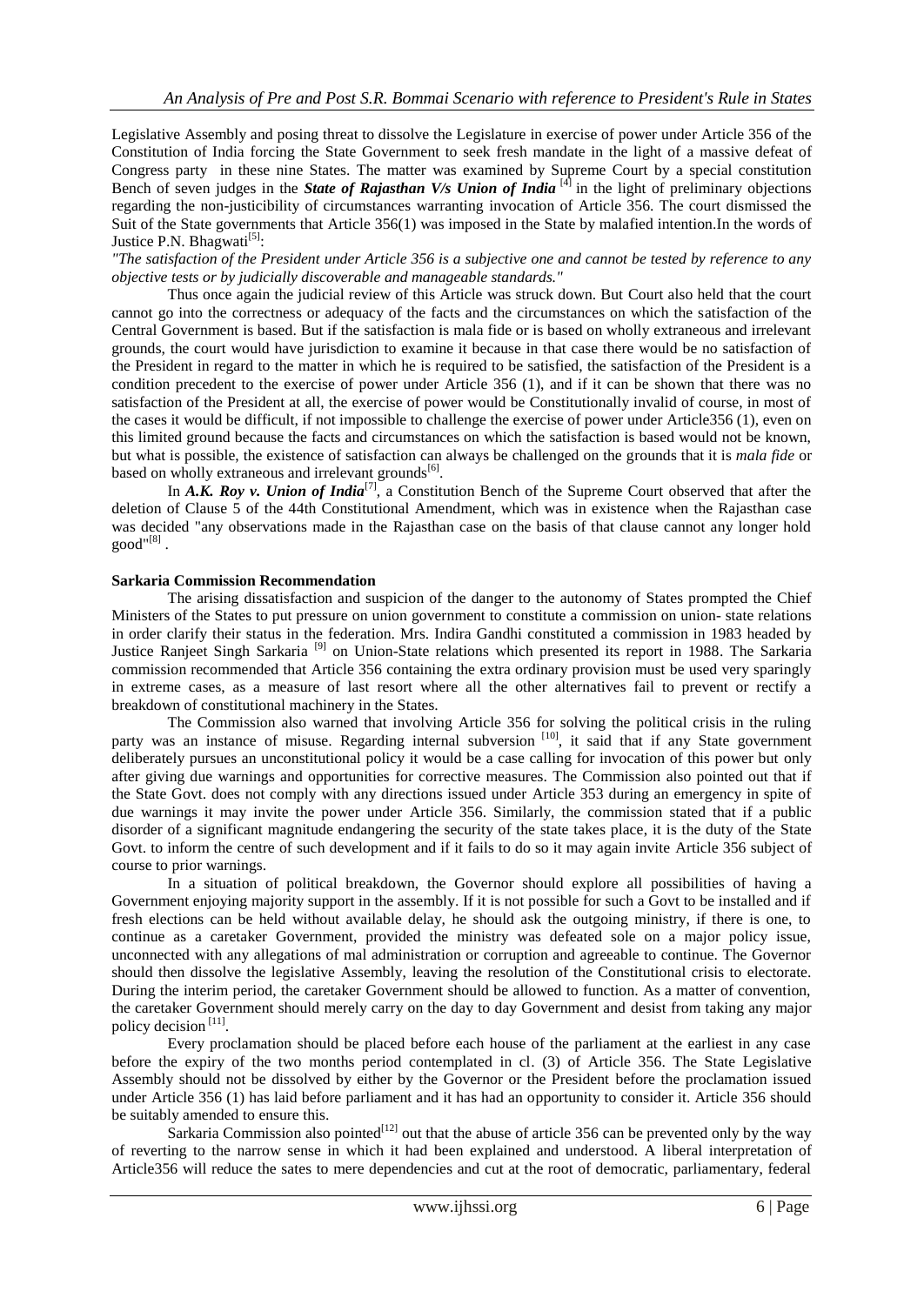Legislative Assembly and posing threat to dissolve the Legislature in exercise of power under Article 356 of the Constitution of India forcing the State Government to seek fresh mandate in the light of a massive defeat of Congress party in these nine States. The matter was examined by Supreme Court by a special constitution Bench of seven judges in the ***State of Rajasthan V/s Union of India*** [4] in the light of preliminary objections regarding the non-justicibility of circumstances warranting invocation of Article 356. The court dismissed the Suit of the State governments that Article 356(1) was imposed in the State by malafied intention.In the words of Justice P.N. Bhagwati[5]:

*"The satisfaction of the President under Article 356 is a subjective one and cannot be tested by reference to any objective tests or by judicially discoverable and manageable standards."*

Thus once again the judicial review of this Article was struck down. But Court also held that the court cannot go into the correctness or adequacy of the facts and the circumstances on which the satisfaction of the Central Government is based. But if the satisfaction is mala fide or is based on wholly extraneous and irrelevant grounds, the court would have jurisdiction to examine it because in that case there would be no satisfaction of the President in regard to the matter in which he is required to be satisfied, the satisfaction of the President is a condition precedent to the exercise of power under Article 356 (1), and if it can be shown that there was no satisfaction of the President at all, the exercise of power would be Constitutionally invalid of course, in most of the cases it would be difficult, if not impossible to challenge the exercise of power under Article356 (1), even on this limited ground because the facts and circumstances on which the satisfaction is based would not be known, but what is possible, the existence of satisfaction can always be challenged on the grounds that it is *mala fide* or based on wholly extraneous and irrelevant grounds[6].

In ***A.K. Roy v. Union of India***[7], a Constitution Bench of the Supreme Court observed that after the deletion of Clause 5 of the 44th Constitutional Amendment, which was in existence when the Rajasthan case was decided "any observations made in the Rajasthan case on the basis of that clause cannot any longer hold good"[8] .

**Sarkaria Commission Recommendation**

The arising dissatisfaction and suspicion of the danger to the autonomy of States prompted the Chief Ministers of the States to put pressure on union government to constitute a commission on union- state relations in order clarify their status in the federation. Mrs. Indira Gandhi constituted a commission in 1983 headed by Justice Ranjeet Singh Sarkaria [9] on Union-State relations which presented its report in 1988. The Sarkaria commission recommended that Article 356 containing the extra ordinary provision must be used very sparingly in extreme cases, as a measure of last resort where all the other alternatives fail to prevent or rectify a breakdown of constitutional machinery in the States.

The Commission also warned that involving Article 356 for solving the political crisis in the ruling party was an instance of misuse. Regarding internal subversion [10], it said that if any State government deliberately pursues an unconstitutional policy it would be a case calling for invocation of this power but only after giving due warnings and opportunities for corrective measures. The Commission also pointed out that if the State Govt. does not comply with any directions issued under Article 353 during an emergency in spite of due warnings it may invite the power under Article 356. Similarly, the commission stated that if a public disorder of a significant magnitude endangering the security of the state takes place, it is the duty of the State Govt. to inform the centre of such development and if it fails to do so it may again invite Article 356 subject of course to prior warnings.

In a situation of political breakdown, the Governor should explore all possibilities of having a Government enjoying majority support in the assembly. If it is not possible for such a Govt to be installed and if fresh elections can be held without available delay, he should ask the outgoing ministry, if there is one, to continue as a caretaker Government, provided the ministry was defeated sole on a major policy issue, unconnected with any allegations of mal administration or corruption and agreeable to continue. The Governor should then dissolve the legislative Assembly, leaving the resolution of the Constitutional crisis to electorate. During the interim period, the caretaker Government should be allowed to function. As a matter of convention, the caretaker Government should merely carry on the day to day Government and desist from taking any major policy decision [11].

Every proclamation should be placed before each house of the parliament at the earliest in any case before the expiry of the two months period contemplated in cl. (3) of Article 356. The State Legislative Assembly should not be dissolved by either by the Governor or the President before the proclamation issued under Article 356 (1) has laid before parliament and it has had an opportunity to consider it. Article 356 should be suitably amended to ensure this.

Sarkaria Commission also pointed[12] out that the abuse of article 356 can be prevented only by the way of reverting to the narrow sense in which it had been explained and understood. A liberal interpretation of Article356 will reduce the sates to mere dependencies and cut at the root of democratic, parliamentary, federal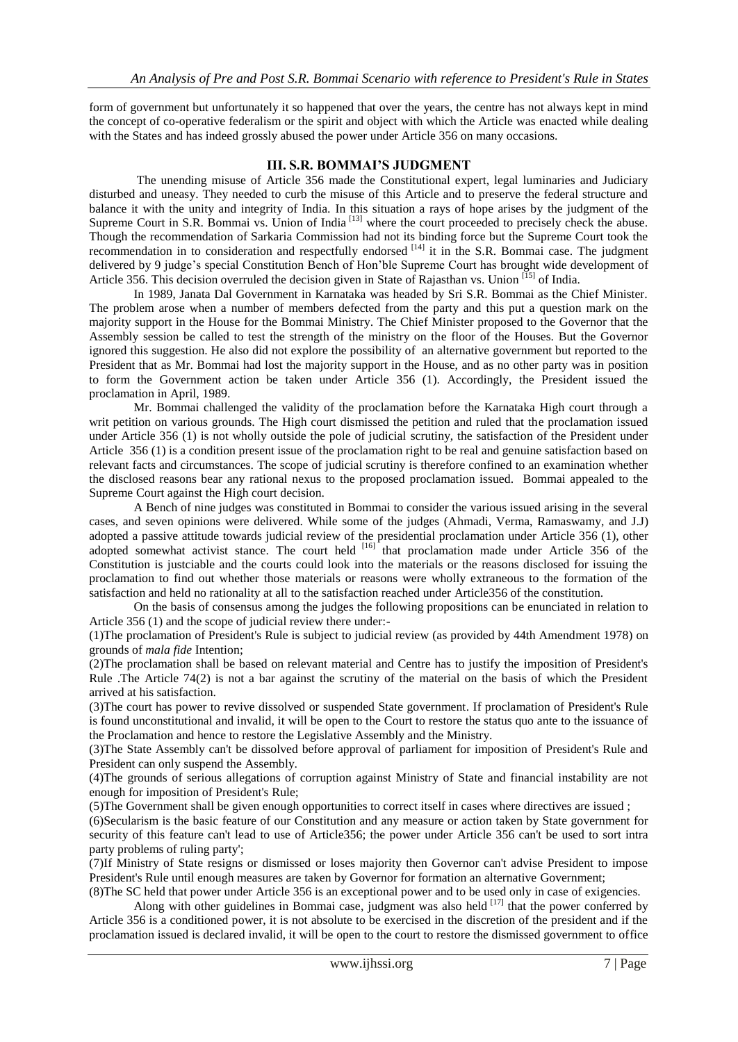form of government but unfortunately it so happened that over the years, the centre has not always kept in mind the concept of co-operative federalism or the spirit and object with which the Article was enacted while dealing with the States and has indeed grossly abused the power under Article 356 on many occasions.

## III. S.R. BOMMAI'S JUDGMENT

The unending misuse of Article 356 made the Constitutional expert, legal luminaries and Judiciary disturbed and uneasy. They needed to curb the misuse of this Article and to preserve the federal structure and balance it with the unity and integrity of India. In this situation a rays of hope arises by the judgment of the Supreme Court in S.R. Bommai vs. Union of India [13] where the court proceeded to precisely check the abuse. Though the recommendation of Sarkaria Commission had not its binding force but the Supreme Court took the recommendation in to consideration and respectfully endorsed [14] it in the S.R. Bommai case. The judgment delivered by 9 judge's special Constitution Bench of Hon'ble Supreme Court has brought wide development of Article 356. This decision overruled the decision given in State of Rajasthan vs. Union [15] of India.

In 1989, Janata Dal Government in Karnataka was headed by Sri S.R. Bommai as the Chief Minister. The problem arose when a number of members defected from the party and this put a question mark on the majority support in the House for the Bommai Ministry. The Chief Minister proposed to the Governor that the Assembly session be called to test the strength of the ministry on the floor of the Houses. But the Governor ignored this suggestion. He also did not explore the possibility of an alternative government but reported to the President that as Mr. Bommai had lost the majority support in the House, and as no other party was in position to form the Government action be taken under Article 356 (1). Accordingly, the President issued the proclamation in April, 1989.

Mr. Bommai challenged the validity of the proclamation before the Karnataka High court through a writ petition on various grounds. The High court dismissed the petition and ruled that the proclamation issued under Article 356 (1) is not wholly outside the pole of judicial scrutiny, the satisfaction of the President under Article 356 (1) is a condition present issue of the proclamation right to be real and genuine satisfaction based on relevant facts and circumstances. The scope of judicial scrutiny is therefore confined to an examination whether the disclosed reasons bear any rational nexus to the proposed proclamation issued. Bommai appealed to the Supreme Court against the High court decision.

A Bench of nine judges was constituted in Bommai to consider the various issued arising in the several cases, and seven opinions were delivered. While some of the judges (Ahmadi, Verma, Ramaswamy, and J.J) adopted a passive attitude towards judicial review of the presidential proclamation under Article 356 (1), other adopted somewhat activist stance. The court held [16] that proclamation made under Article 356 of the Constitution is justciable and the courts could look into the materials or the reasons disclosed for issuing the proclamation to find out whether those materials or reasons were wholly extraneous to the formation of the satisfaction and held no rationality at all to the satisfaction reached under Article356 of the constitution.

On the basis of consensus among the judges the following propositions can be enunciated in relation to Article 356 (1) and the scope of judicial review there under:-

(1)The proclamation of President's Rule is subject to judicial review (as provided by 44th Amendment 1978) on grounds of *mala fide* Intention;

(2)The proclamation shall be based on relevant material and Centre has to justify the imposition of President's Rule .The Article 74(2) is not a bar against the scrutiny of the material on the basis of which the President arrived at his satisfaction.

(3)The court has power to revive dissolved or suspended State government. If proclamation of President's Rule is found unconstitutional and invalid, it will be open to the Court to restore the status quo ante to the issuance of the Proclamation and hence to restore the Legislative Assembly and the Ministry.

(3)The State Assembly can't be dissolved before approval of parliament for imposition of President's Rule and President can only suspend the Assembly.

(4)The grounds of serious allegations of corruption against Ministry of State and financial instability are not enough for imposition of President's Rule;

(5)The Government shall be given enough opportunities to correct itself in cases where directives are issued ;

(6)Secularism is the basic feature of our Constitution and any measure or action taken by State government for security of this feature can't lead to use of Article356; the power under Article 356 can't be used to sort intra party problems of ruling party';

(7)If Ministry of State resigns or dismissed or loses majority then Governor can't advise President to impose President's Rule until enough measures are taken by Governor for formation an alternative Government;

(8)The SC held that power under Article 356 is an exceptional power and to be used only in case of exigencies.

Along with other guidelines in Bommai case, judgment was also held [17] that the power conferred by Article 356 is a conditioned power, it is not absolute to be exercised in the discretion of the president and if the proclamation issued is declared invalid, it will be open to the court to restore the dismissed government to office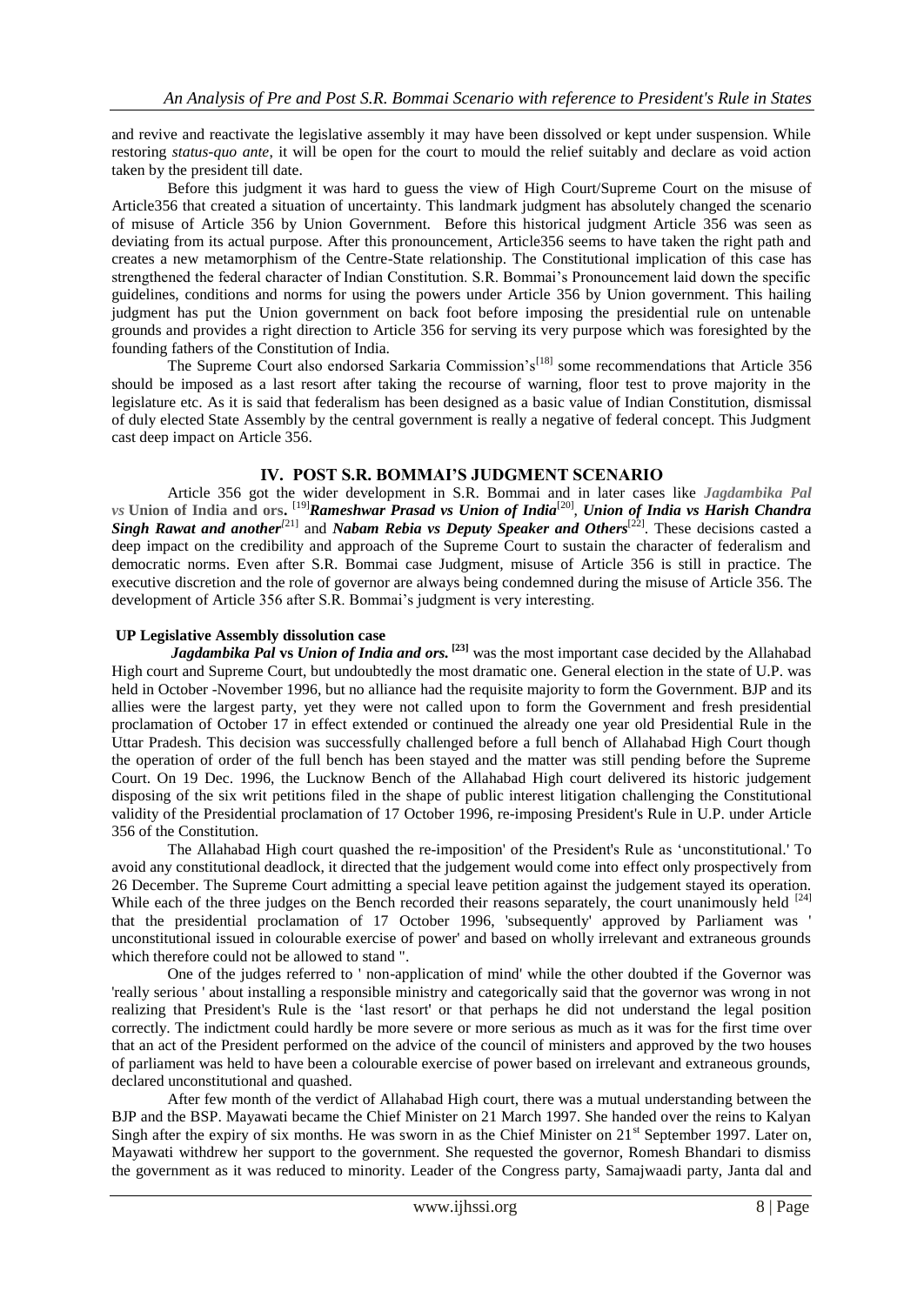and revive and reactivate the legislative assembly it may have been dissolved or kept under suspension. While restoring *status-quo ante*, it will be open for the court to mould the relief suitably and declare as void action taken by the president till date.

Before this judgment it was hard to guess the view of High Court/Supreme Court on the misuse of Article356 that created a situation of uncertainty. This landmark judgment has absolutely changed the scenario of misuse of Article 356 by Union Government. Before this historical judgment Article 356 was seen as deviating from its actual purpose. After this pronouncement, Article356 seems to have taken the right path and creates a new metamorphism of the Centre-State relationship. The Constitutional implication of this case has strengthened the federal character of Indian Constitution. S.R. Bommai's Pronouncement laid down the specific guidelines, conditions and norms for using the powers under Article 356 by Union government. This hailing judgment has put the Union government on back foot before imposing the presidential rule on untenable grounds and provides a right direction to Article 356 for serving its very purpose which was foresighted by the founding fathers of the Constitution of India.

The Supreme Court also endorsed Sarkaria Commission's[18] some recommendations that Article 356 should be imposed as a last resort after taking the recourse of warning, floor test to prove majority in the legislature etc. As it is said that federalism has been designed as a basic value of Indian Constitution, dismissal of duly elected State Assembly by the central government is really a negative of federal concept. This Judgment cast deep impact on Article 356.

## IV. POST S.R. BOMMAI'S JUDGMENT SCENARIO

Article 356 got the wider development in S.R. Bommai and in later cases like ***Jagdambika Pal vs* Union of India and ors.** [19]***Rameshwar Prasad vs Union of India***[20], ***Union of India vs Harish Chandra Singh Rawat and another***[21] and ***Nabam Rebia vs Deputy Speaker and Others***[22]. These decisions casted a deep impact on the credibility and approach of the Supreme Court to sustain the character of federalism and democratic norms. Even after S.R. Bommai case Judgment, misuse of Article 356 is still in practice. The executive discretion and the role of governor are always being condemned during the misuse of Article 356. The development of Article 356 after S.R. Bommai's judgment is very interesting.

**UP Legislative Assembly dissolution case**

***Jagdambika Pal* vs *Union of India and ors.* [23]** was the most important case decided by the Allahabad High court and Supreme Court, but undoubtedly the most dramatic one. General election in the state of U.P. was held in October -November 1996, but no alliance had the requisite majority to form the Government. BJP and its allies were the largest party, yet they were not called upon to form the Government and fresh presidential proclamation of October 17 in effect extended or continued the already one year old Presidential Rule in the Uttar Pradesh. This decision was successfully challenged before a full bench of Allahabad High Court though the operation of order of the full bench has been stayed and the matter was still pending before the Supreme Court. On 19 Dec. 1996, the Lucknow Bench of the Allahabad High court delivered its historic judgement disposing of the six writ petitions filed in the shape of public interest litigation challenging the Constitutional validity of the Presidential proclamation of 17 October 1996, re-imposing President's Rule in U.P. under Article 356 of the Constitution.

The Allahabad High court quashed the re-imposition' of the President's Rule as 'unconstitutional.' To avoid any constitutional deadlock, it directed that the judgement would come into effect only prospectively from 26 December. The Supreme Court admitting a special leave petition against the judgement stayed its operation. While each of the three judges on the Bench recorded their reasons separately, the court unanimously held [24] that the presidential proclamation of 17 October 1996, 'subsequently' approved by Parliament was ' unconstitutional issued in colourable exercise of power' and based on wholly irrelevant and extraneous grounds which therefore could not be allowed to stand ".

One of the judges referred to ' non-application of mind' while the other doubted if the Governor was 'really serious ' about installing a responsible ministry and categorically said that the governor was wrong in not realizing that President's Rule is the 'last resort' or that perhaps he did not understand the legal position correctly. The indictment could hardly be more severe or more serious as much as it was for the first time over that an act of the President performed on the advice of the council of ministers and approved by the two houses of parliament was held to have been a colourable exercise of power based on irrelevant and extraneous grounds, declared unconstitutional and quashed.

After few month of the verdict of Allahabad High court, there was a mutual understanding between the BJP and the BSP. Mayawati became the Chief Minister on 21 March 1997. She handed over the reins to Kalyan Singh after the expiry of six months. He was sworn in as the Chief Minister on 21st September 1997. Later on, Mayawati withdrew her support to the government. She requested the governor, Romesh Bhandari to dismiss the government as it was reduced to minority. Leader of the Congress party, Samajwaadi party, Janta dal and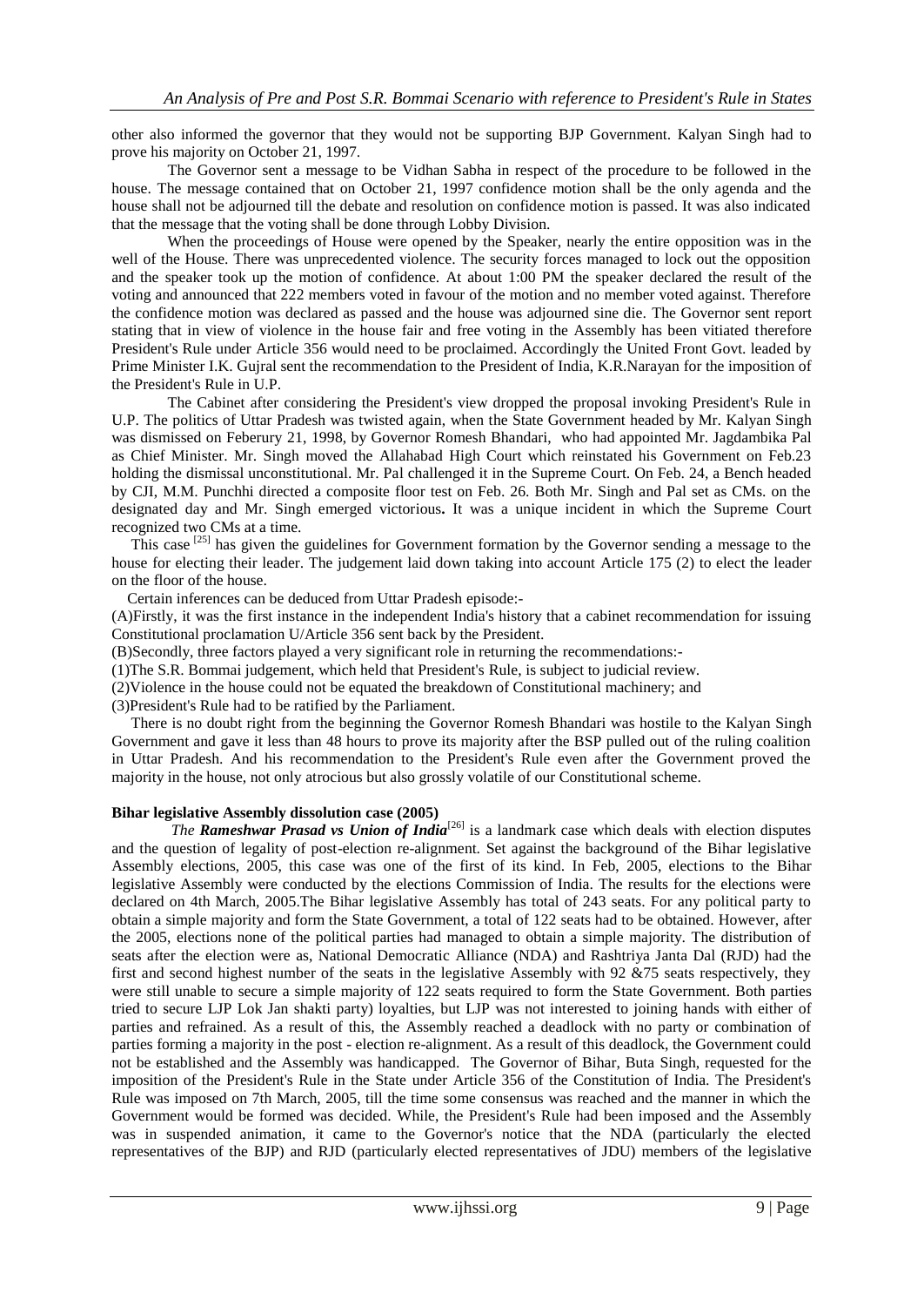other also informed the governor that they would not be supporting BJP Government. Kalyan Singh had to prove his majority on October 21, 1997.

The Governor sent a message to be Vidhan Sabha in respect of the procedure to be followed in the house. The message contained that on October 21, 1997 confidence motion shall be the only agenda and the house shall not be adjourned till the debate and resolution on confidence motion is passed. It was also indicated that the message that the voting shall be done through Lobby Division.

When the proceedings of House were opened by the Speaker, nearly the entire opposition was in the well of the House. There was unprecedented violence. The security forces managed to lock out the opposition and the speaker took up the motion of confidence. At about 1:00 PM the speaker declared the result of the voting and announced that 222 members voted in favour of the motion and no member voted against. Therefore the confidence motion was declared as passed and the house was adjourned sine die. The Governor sent report stating that in view of violence in the house fair and free voting in the Assembly has been vitiated therefore President's Rule under Article 356 would need to be proclaimed. Accordingly the United Front Govt. leaded by Prime Minister I.K. Gujral sent the recommendation to the President of India, K.R.Narayan for the imposition of the President's Rule in U.P.

The Cabinet after considering the President's view dropped the proposal invoking President's Rule in U.P. The politics of Uttar Pradesh was twisted again, when the State Government headed by Mr. Kalyan Singh was dismissed on Feberury 21, 1998, by Governor Romesh Bhandari, who had appointed Mr. Jagdambika Pal as Chief Minister. Mr. Singh moved the Allahabad High Court which reinstated his Government on Feb.23 holding the dismissal unconstitutional. Mr. Pal challenged it in the Supreme Court. On Feb. 24, a Bench headed by CJI, M.M. Punchhi directed a composite floor test on Feb. 26. Both Mr. Singh and Pal set as CMs. on the designated day and Mr. Singh emerged victorious**.** It was a unique incident in which the Supreme Court recognized two CMs at a time.

This case [25] has given the guidelines for Government formation by the Governor sending a message to the house for electing their leader. The judgement laid down taking into account Article 175 (2) to elect the leader on the floor of the house.

Certain inferences can be deduced from Uttar Pradesh episode:-

(A)Firstly, it was the first instance in the independent India's history that a cabinet recommendation for issuing Constitutional proclamation U/Article 356 sent back by the President.

(B)Secondly, three factors played a very significant role in returning the recommendations:-

(1)The S.R. Bommai judgement, which held that President's Rule, is subject to judicial review.

(2)Violence in the house could not be equated the breakdown of Constitutional machinery; and

(3)President's Rule had to be ratified by the Parliament.

There is no doubt right from the beginning the Governor Romesh Bhandari was hostile to the Kalyan Singh Government and gave it less than 48 hours to prove its majority after the BSP pulled out of the ruling coalition in Uttar Pradesh. And his recommendation to the President's Rule even after the Government proved the majority in the house, not only atrocious but also grossly volatile of our Constitutional scheme.

**Bihar legislative Assembly dissolution case (2005)**

*The* ***Rameshwar Prasad vs Union of India***[26] is a landmark case which deals with election disputes and the question of legality of post-election re-alignment. Set against the background of the Bihar legislative Assembly elections, 2005, this case was one of the first of its kind. In Feb, 2005, elections to the Bihar legislative Assembly were conducted by the elections Commission of India. The results for the elections were declared on 4th March, 2005.The Bihar legislative Assembly has total of 243 seats. For any political party to obtain a simple majority and form the State Government, a total of 122 seats had to be obtained. However, after the 2005, elections none of the political parties had managed to obtain a simple majority. The distribution of seats after the election were as, National Democratic Alliance (NDA) and Rashtriya Janta Dal (RJD) had the first and second highest number of the seats in the legislative Assembly with 92 &75 seats respectively, they were still unable to secure a simple majority of 122 seats required to form the State Government. Both parties tried to secure LJP Lok Jan shakti party) loyalties, but LJP was not interested to joining hands with either of parties and refrained. As a result of this, the Assembly reached a deadlock with no party or combination of parties forming a majority in the post - election re-alignment. As a result of this deadlock, the Government could not be established and the Assembly was handicapped. The Governor of Bihar, Buta Singh, requested for the imposition of the President's Rule in the State under Article 356 of the Constitution of India. The President's Rule was imposed on 7th March, 2005, till the time some consensus was reached and the manner in which the Government would be formed was decided. While, the President's Rule had been imposed and the Assembly was in suspended animation, it came to the Governor's notice that the NDA (particularly the elected representatives of the BJP) and RJD (particularly elected representatives of JDU) members of the legislative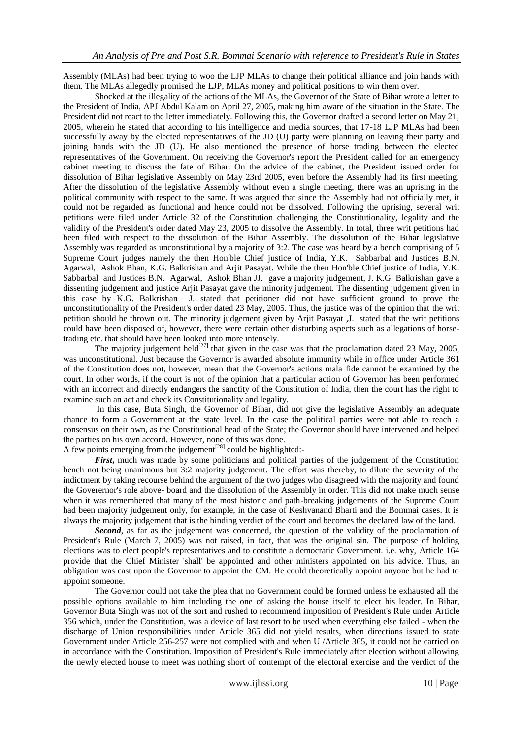Assembly (MLAs) had been trying to woo the LJP MLAs to change their political alliance and join hands with them. The MLAs allegedly promised the LJP, MLAs money and political positions to win them over.

Shocked at the illegality of the actions of the MLAs, the Governor of the State of Bihar wrote a letter to the President of India, APJ Abdul Kalam on April 27, 2005, making him aware of the situation in the State. The President did not react to the letter immediately. Following this, the Governor drafted a second letter on May 21, 2005, wherein he stated that according to his intelligence and media sources, that 17-18 LJP MLAs had been successfully away by the elected representatives of the JD (U) party were planning on leaving their party and joining hands with the JD (U). He also mentioned the presence of horse trading between the elected representatives of the Government. On receiving the Governor's report the President called for an emergency cabinet meeting to discuss the fate of Bihar. On the advice of the cabinet, the President issued order for dissolution of Bihar legislative Assembly on May 23rd 2005, even before the Assembly had its first meeting. After the dissolution of the legislative Assembly without even a single meeting, there was an uprising in the political community with respect to the same. It was argued that since the Assembly had not officially met, it could not be regarded as functional and hence could not be dissolved. Following the uprising, several writ petitions were filed under Article 32 of the Constitution challenging the Constitutionality, legality and the validity of the President's order dated May 23, 2005 to dissolve the Assembly. In total, three writ petitions had been filed with respect to the dissolution of the Bihar Assembly. The dissolution of the Bihar legislative Assembly was regarded as unconstitutional by a majority of 3:2. The case was heard by a bench comprising of 5 Supreme Court judges namely the then Hon'ble Chief justice of India, Y.K. Sabbarbal and Justices B.N. Agarwal, Ashok Bhan, K.G. Balkrishan and Arjit Pasayat. While the then Hon'ble Chief justice of India, Y.K. Sabbarbal and Justices B.N. Agarwal, Ashok Bhan JJ. gave a majority judgement, J. K.G. Balkrishan gave a dissenting judgement and justice Arjit Pasayat gave the minority judgement. The dissenting judgement given in this case by K.G. Balkrishan J. stated that petitioner did not have sufficient ground to prove the unconstitutionality of the President's order dated 23 May, 2005. Thus, the justice was of the opinion that the writ petition should be thrown out. The minority judgement given by Arjit Pasayat ,J. stated that the writ petitions could have been disposed of, however, there were certain other disturbing aspects such as allegations of horse-trading etc. that should have been looked into more intensely.

The majority judgement held[27] that given in the case was that the proclamation dated 23 May, 2005, was unconstitutional. Just because the Governor is awarded absolute immunity while in office under Article 361 of the Constitution does not, however, mean that the Governor's actions mala fide cannot be examined by the court. In other words, if the court is not of the opinion that a particular action of Governor has been performed with an incorrect and directly endangers the sanctity of the Constitution of India, then the court has the right to examine such an act and check its Constitutionality and legality.

In this case, Buta Singh, the Governor of Bihar, did not give the legislative Assembly an adequate chance to form a Government at the state level. In the case the political parties were not able to reach a consensus on their own, as the Constitutional head of the State; the Governor should have intervened and helped the parties on his own accord. However, none of this was done.

A few points emerging from the judgement[28] could be highlighted:-

***First,*** much was made by some politicians and political parties of the judgement of the Constitution bench not being unanimous but 3:2 majority judgement. The effort was thereby, to dilute the severity of the indictment by taking recourse behind the argument of the two judges who disagreed with the majority and found the Govererner's role above- board and the dissolution of the Assembly in order. This did not make much sense when it was remembered that many of the most historic and path-breaking judgements of the Supreme Court had been majority judgement only, for example, in the case of Keshvanand Bharti and the Bommai cases. It is always the majority judgement that is the binding verdict of the court and becomes the declared law of the land.

***Second***, as far as the judgement was concerned, the question of the validity of the proclamation of President's Rule (March 7, 2005) was not raised, in fact, that was the original sin. The purpose of holding elections was to elect people's representatives and to constitute a democratic Government. i.e. why, Article 164 provide that the Chief Minister 'shall' be appointed and other ministers appointed on his advice. Thus, an obligation was cast upon the Governor to appoint the CM. He could theoretically appoint anyone but he had to appoint someone.

The Governor could not take the plea that no Government could be formed unless he exhausted all the possible options available to him including the one of asking the house itself to elect his leader. In Bihar, Governor Buta Singh was not of the sort and rushed to recommend imposition of President's Rule under Article 356 which, under the Constitution, was a device of last resort to be used when everything else failed - when the discharge of Union responsibilities under Article 365 did not yield results, when directions issued to state Government under Article 256-257 were not complied with and when U /Article 365, it could not be carried on in accordance with the Constitution. Imposition of President's Rule immediately after election without allowing the newly elected house to meet was nothing short of contempt of the electoral exercise and the verdict of the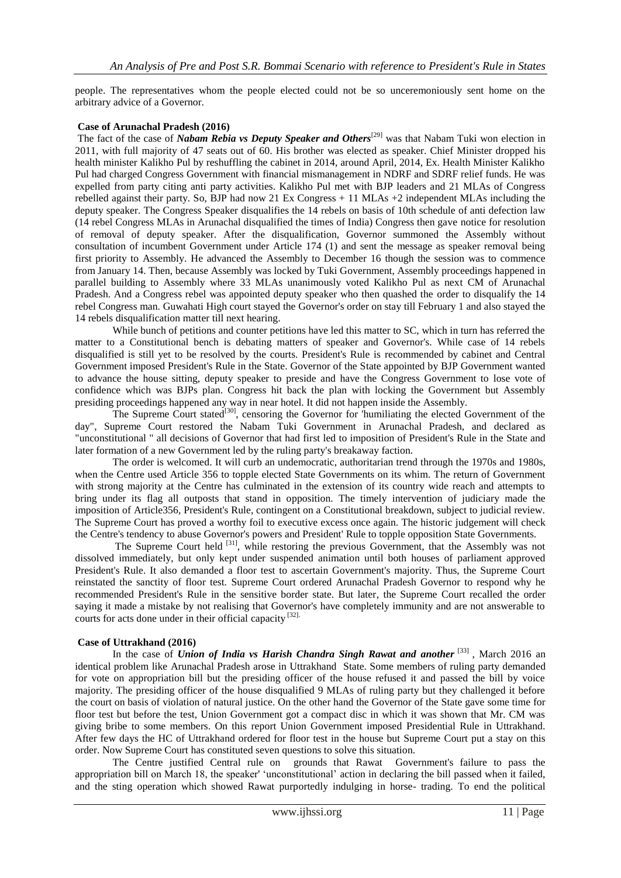people. The representatives whom the people elected could not be so unceremoniously sent home on the arbitrary advice of a Governor.

**Case of Arunachal Pradesh (2016)**

The fact of the case of ***Nabam Rebia vs Deputy Speaker and Others***[29] was that Nabam Tuki won election in 2011, with full majority of 47 seats out of 60. His brother was elected as speaker. Chief Minister dropped his health minister Kalikho Pul by reshuffling the cabinet in 2014, around April, 2014, Ex. Health Minister Kalikho Pul had charged Congress Government with financial mismanagement in NDRF and SDRF relief funds. He was expelled from party citing anti party activities. Kalikho Pul met with BJP leaders and 21 MLAs of Congress rebelled against their party. So, BJP had now 21 Ex Congress + 11 MLAs +2 independent MLAs including the deputy speaker. The Congress Speaker disqualifies the 14 rebels on basis of 10th schedule of anti defection law (14 rebel Congress MLAs in Arunachal disqualified the times of India) Congress then gave notice for resolution of removal of deputy speaker. After the disqualification, Governor summoned the Assembly without consultation of incumbent Government under Article 174 (1) and sent the message as speaker removal being first priority to Assembly. He advanced the Assembly to December 16 though the session was to commence from January 14. Then, because Assembly was locked by Tuki Government, Assembly proceedings happened in parallel building to Assembly where 33 MLAs unanimously voted Kalikho Pul as next CM of Arunachal Pradesh. And a Congress rebel was appointed deputy speaker who then quashed the order to disqualify the 14 rebel Congress man. Guwahati High court stayed the Governor's order on stay till February 1 and also stayed the 14 rebels disqualification matter till next hearing.

While bunch of petitions and counter petitions have led this matter to SC, which in turn has referred the matter to a Constitutional bench is debating matters of speaker and Governor's. While case of 14 rebels disqualified is still yet to be resolved by the courts. President's Rule is recommended by cabinet and Central Government imposed President's Rule in the State. Governor of the State appointed by BJP Government wanted to advance the house sitting, deputy speaker to preside and have the Congress Government to lose vote of confidence which was BJPs plan. Congress hit back the plan with locking the Government but Assembly presiding proceedings happened any way in near hotel. It did not happen inside the Assembly.

The Supreme Court stated[30], censoring the Governor for 'humiliating the elected Government of the day", Supreme Court restored the Nabam Tuki Government in Arunachal Pradesh, and declared as "unconstitutional " all decisions of Governor that had first led to imposition of President's Rule in the State and later formation of a new Government led by the ruling party's breakaway faction.

The order is welcomed. It will curb an undemocratic, authoritarian trend through the 1970s and 1980s, when the Centre used Article 356 to topple elected State Governments on its whim. The return of Government with strong majority at the Centre has culminated in the extension of its country wide reach and attempts to bring under its flag all outposts that stand in opposition. The timely intervention of judiciary made the imposition of Article356, President's Rule, contingent on a Constitutional breakdown, subject to judicial review. The Supreme Court has proved a worthy foil to executive excess once again. The historic judgement will check the Centre's tendency to abuse Governor's powers and President' Rule to topple opposition State Governments.

The Supreme Court held [31], while restoring the previous Government, that the Assembly was not dissolved immediately, but only kept under suspended animation until both houses of parliament approved President's Rule. It also demanded a floor test to ascertain Government's majority. Thus, the Supreme Court reinstated the sanctity of floor test. Supreme Court ordered Arunachal Pradesh Governor to respond why he recommended President's Rule in the sensitive border state. But later, the Supreme Court recalled the order saying it made a mistake by not realising that Governor's have completely immunity and are not answerable to courts for acts done under in their official capacity [32].

**Case of Uttrakhand (2016)**

In the case of ***Union of India vs Harish Chandra Singh Rawat and another*** [33] , March 2016 an identical problem like Arunachal Pradesh arose in Uttrakhand State. Some members of ruling party demanded for vote on appropriation bill but the presiding officer of the house refused it and passed the bill by voice majority. The presiding officer of the house disqualified 9 MLAs of ruling party but they challenged it before the court on basis of violation of natural justice. On the other hand the Governor of the State gave some time for floor test but before the test, Union Government got a compact disc in which it was shown that Mr. CM was giving bribe to some members. On this report Union Government imposed Presidential Rule in Uttrakhand. After few days the HC of Uttrakhand ordered for floor test in the house but Supreme Court put a stay on this order. Now Supreme Court has constituted seven questions to solve this situation.

The Centre justified Central rule on grounds that Rawat Government's failure to pass the appropriation bill on March 18, the speaker' 'unconstitutional' action in declaring the bill passed when it failed, and the sting operation which showed Rawat purportedly indulging in horse- trading. To end the political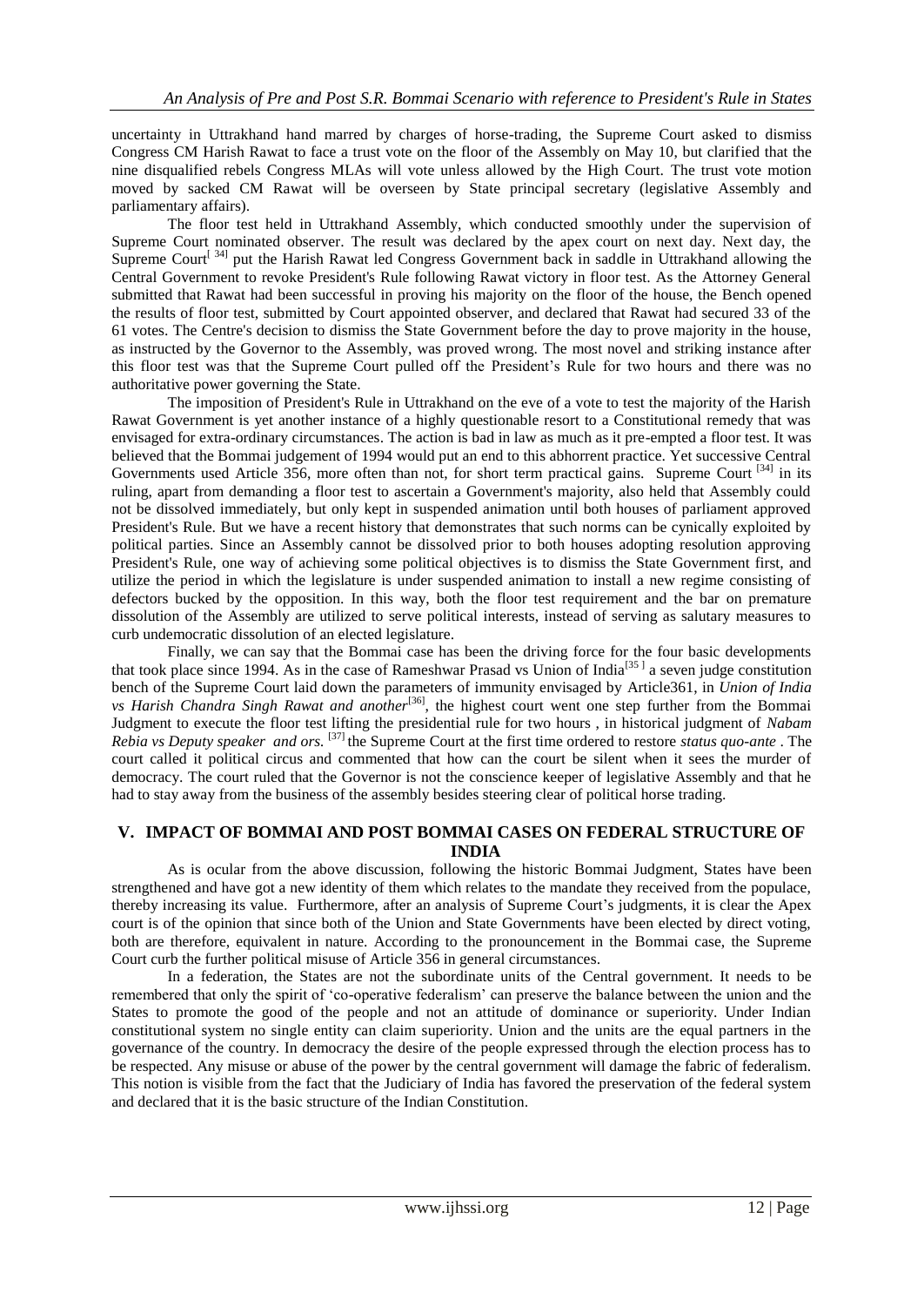uncertainty in Uttrakhand hand marred by charges of horse-trading, the Supreme Court asked to dismiss Congress CM Harish Rawat to face a trust vote on the floor of the Assembly on May 10, but clarified that the nine disqualified rebels Congress MLAs will vote unless allowed by the High Court. The trust vote motion moved by sacked CM Rawat will be overseen by State principal secretary (legislative Assembly and parliamentary affairs).

The floor test held in Uttrakhand Assembly, which conducted smoothly under the supervision of Supreme Court nominated observer. The result was declared by the apex court on next day. Next day, the Supreme Court[34] put the Harish Rawat led Congress Government back in saddle in Uttrakhand allowing the Central Government to revoke President's Rule following Rawat victory in floor test. As the Attorney General submitted that Rawat had been successful in proving his majority on the floor of the house, the Bench opened the results of floor test, submitted by Court appointed observer, and declared that Rawat had secured 33 of the 61 votes. The Centre's decision to dismiss the State Government before the day to prove majority in the house, as instructed by the Governor to the Assembly, was proved wrong. The most novel and striking instance after this floor test was that the Supreme Court pulled off the President's Rule for two hours and there was no authoritative power governing the State.

The imposition of President's Rule in Uttrakhand on the eve of a vote to test the majority of the Harish Rawat Government is yet another instance of a highly questionable resort to a Constitutional remedy that was envisaged for extra-ordinary circumstances. The action is bad in law as much as it pre-empted a floor test. It was believed that the Bommai judgement of 1994 would put an end to this abhorrent practice. Yet successive Central Governments used Article 356, more often than not, for short term practical gains. Supreme Court [34] in its ruling, apart from demanding a floor test to ascertain a Government's majority, also held that Assembly could not be dissolved immediately, but only kept in suspended animation until both houses of parliament approved President's Rule. But we have a recent history that demonstrates that such norms can be cynically exploited by political parties. Since an Assembly cannot be dissolved prior to both houses adopting resolution approving President's Rule, one way of achieving some political objectives is to dismiss the State Government first, and utilize the period in which the legislature is under suspended animation to install a new regime consisting of defectors bucked by the opposition. In this way, both the floor test requirement and the bar on premature dissolution of the Assembly are utilized to serve political interests, instead of serving as salutary measures to curb undemocratic dissolution of an elected legislature.

Finally, we can say that the Bommai case has been the driving force for the four basic developments that took place since 1994. As in the case of Rameshwar Prasad vs Union of India[35] a seven judge constitution bench of the Supreme Court laid down the parameters of immunity envisaged by Article361, in *Union of India vs Harish Chandra Singh Rawat and another*[36], the highest court went one step further from the Bommai Judgment to execute the floor test lifting the presidential rule for two hours , in historical judgment of *Nabam Rebia vs Deputy speaker and ors.* [37] the Supreme Court at the first time ordered to restore *status quo-ante* . The court called it political circus and commented that how can the court be silent when it sees the murder of democracy. The court ruled that the Governor is not the conscience keeper of legislative Assembly and that he had to stay away from the business of the assembly besides steering clear of political horse trading.

## V. IMPACT OF BOMMAI AND POST BOMMAI CASES ON FEDERAL STRUCTURE OF INDIA

As is ocular from the above discussion, following the historic Bommai Judgment, States have been strengthened and have got a new identity of them which relates to the mandate they received from the populace, thereby increasing its value. Furthermore, after an analysis of Supreme Court's judgments, it is clear the Apex court is of the opinion that since both of the Union and State Governments have been elected by direct voting, both are therefore, equivalent in nature. According to the pronouncement in the Bommai case, the Supreme Court curb the further political misuse of Article 356 in general circumstances.

In a federation, the States are not the subordinate units of the Central government. It needs to be remembered that only the spirit of 'co-operative federalism' can preserve the balance between the union and the States to promote the good of the people and not an attitude of dominance or superiority. Under Indian constitutional system no single entity can claim superiority. Union and the units are the equal partners in the governance of the country. In democracy the desire of the people expressed through the election process has to be respected. Any misuse or abuse of the power by the central government will damage the fabric of federalism. This notion is visible from the fact that the Judiciary of India has favored the preservation of the federal system and declared that it is the basic structure of the Indian Constitution.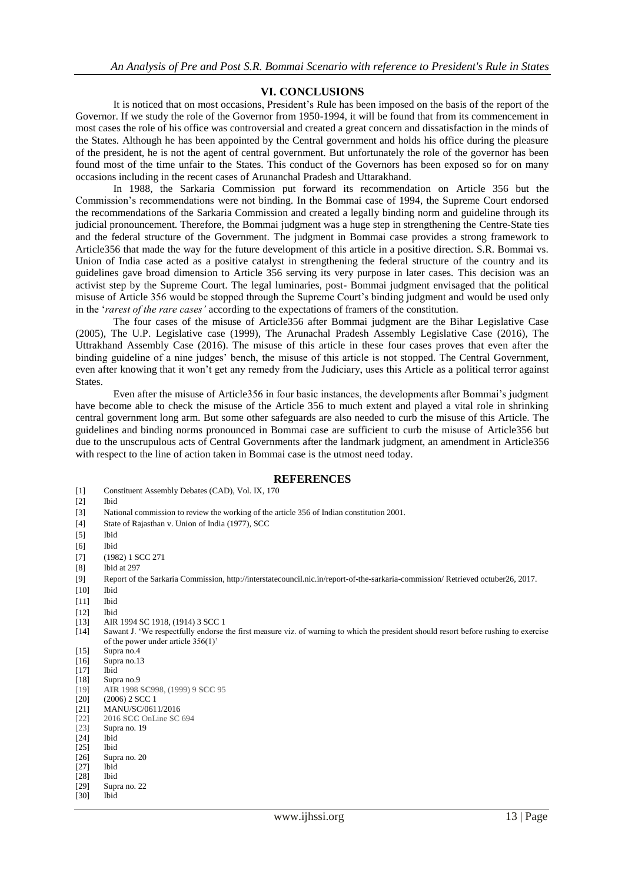## VI. CONCLUSIONS

It is noticed that on most occasions, President's Rule has been imposed on the basis of the report of the Governor. If we study the role of the Governor from 1950-1994, it will be found that from its commencement in most cases the role of his office was controversial and created a great concern and dissatisfaction in the minds of the States. Although he has been appointed by the Central government and holds his office during the pleasure of the president, he is not the agent of central government. But unfortunately the role of the governor has been found most of the time unfair to the States. This conduct of the Governors has been exposed so for on many occasions including in the recent cases of Arunanchal Pradesh and Uttarakhand.

In 1988, the Sarkaria Commission put forward its recommendation on Article 356 but the Commission's recommendations were not binding. In the Bommai case of 1994, the Supreme Court endorsed the recommendations of the Sarkaria Commission and created a legally binding norm and guideline through its judicial pronouncement. Therefore, the Bommai judgment was a huge step in strengthening the Centre-State ties and the federal structure of the Government. The judgment in Bommai case provides a strong framework to Article356 that made the way for the future development of this article in a positive direction. S.R. Bommai vs. Union of India case acted as a positive catalyst in strengthening the federal structure of the country and its guidelines gave broad dimension to Article 356 serving its very purpose in later cases. This decision was an activist step by the Supreme Court. The legal luminaries, post- Bommai judgment envisaged that the political misuse of Article 356 would be stopped through the Supreme Court's binding judgment and would be used only in the '*rarest of the rare cases'* according to the expectations of framers of the constitution.

The four cases of the misuse of Article356 after Bommai judgment are the Bihar Legislative Case (2005), The U.P. Legislative case (1999), The Arunachal Pradesh Assembly Legislative Case (2016), The Uttrakhand Assembly Case (2016). The misuse of this article in these four cases proves that even after the binding guideline of a nine judges' bench, the misuse of this article is not stopped. The Central Government, even after knowing that it won't get any remedy from the Judiciary, uses this Article as a political terror against States.

Even after the misuse of Article356 in four basic instances, the developments after Bommai's judgment have become able to check the misuse of the Article 356 to much extent and played a vital role in shrinking central government long arm. But some other safeguards are also needed to curb the misuse of this Article. The guidelines and binding norms pronounced in Bommai case are sufficient to curb the misuse of Article356 but due to the unscrupulous acts of Central Governments after the landmark judgment, an amendment in Article356 with respect to the line of action taken in Bommai case is the utmost need today.

## REFERENCES

- [1] Constituent Assembly Debates (CAD), Vol. IX, 170
- [2] Ibid
- [3] National commission to review the working of the article 356 of Indian constitution 2001.
- [4] State of Rajasthan v. Union of India (1977), SCC
- [5] Ibid
- [6] Ibid
- [7] (1982) 1 SCC 271
- [8] Ibid at 297
- [9] Report of the Sarkaria Commission, http://interstatecouncil.nic.in/report-of-the-sarkaria-commission/ Retrieved octuber26, 2017.
- [10] Ibid
- [11] Ibid
- [12] Ibid
- [13] AIR 1994 SC 1918, (1914) 3 SCC 1
- [14] Sawant J. 'We respectfully endorse the first measure viz. of warning to which the president should resort before rushing to exercise of the power under article 356(1)'
- [15] Supra no.4
- [16] Supra no.13
- [17] Ibid
- [18] Supra no.9
- [19] **AIR** 1998 **SC**998, (1999) 9 **SCC** 95
- [20] (2006) 2 SCC 1
- [21] MANU/SC/0611/2016
- [22] 2016 **SCC** OnLine SC 694
- [23] Supra no. 19
- [24] Ibid
- [25] Ibid
- [26] Supra no. 20
- [27] Ibid
- [28] Ibid
- [29] Supra no. 22
- [30] Ibid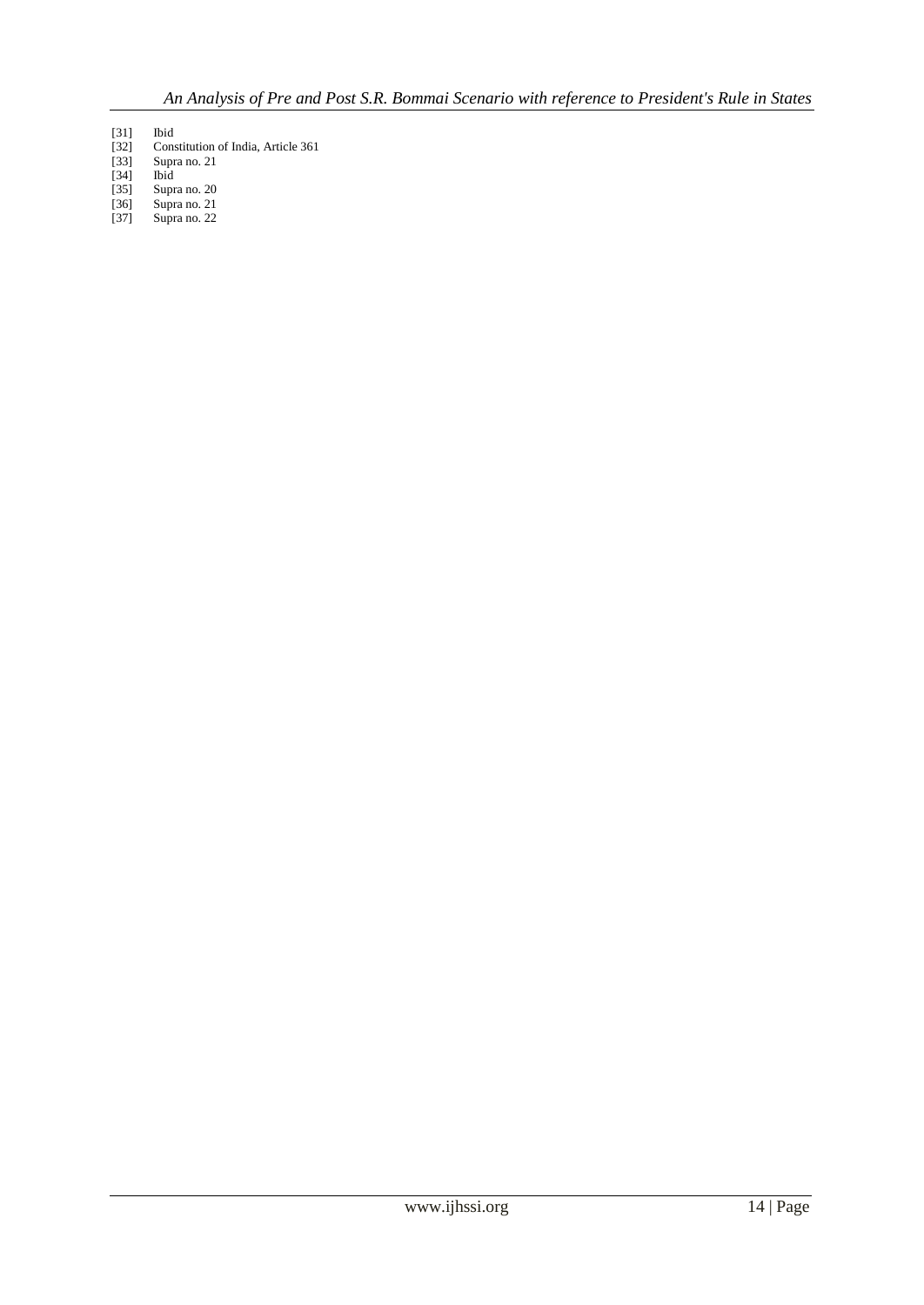[31] Ibid
[32] Constitution of India, Article 361
[33] Supra no. 21
[34] Ibid
[35] Supra no. 20
[36] Supra no. 21
[37] Supra no. 22